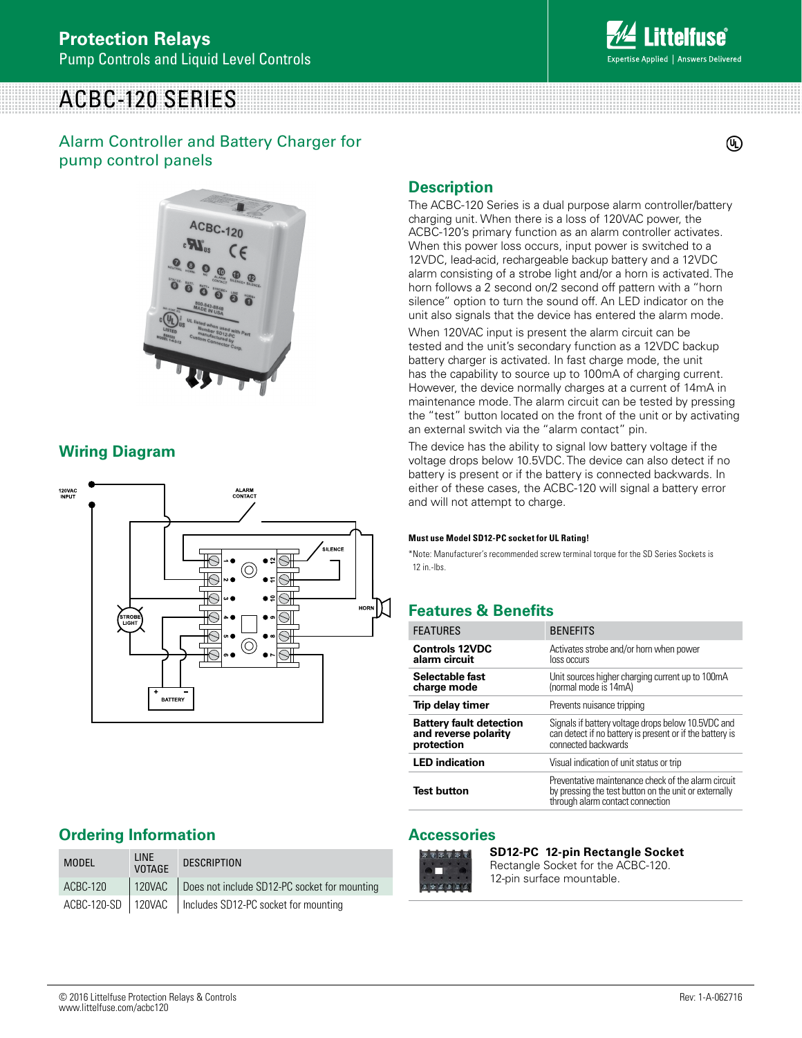# ACBC-120 SERIES

## Alarm Controller and Battery Charger for pump control panels

## Wiring Diagram

## Description

The ACBC-120 Series is a dual purpose alarm controller/battery charging unit. When there is a loss of 120VAC power, the ACBC-120's primary function as an alarm controller activates. When this power loss occurs, input power is switched to a 12VDC, lead-acid, rechargeable backup battery and a 12VDC alarm consisting of a strobe light and/or a horn is activated. The horn follows a 2 second on/2 second off pattern with a "horn silence" option to turn the sound off. An LED indicator on the unit also signals that the device has entered the alarm mode.

When 120VAC input is present the alarm circuit can be tested and the unit's secondary function as a 12VDC backup battery charger is activated. In fast charge mode, the unit has the capability to source up to 100mA of charging current. However, the device normally charges at a current of 14mA in maintenance mode. The alarm circuit can be tested by pressing the "test" button located on the front of the unit or by activating an external switch via the "alarm contact" pin.

The device has the ability to signal low battery voltage if the voltage drops below 10.5VDC. The device can also detect if no battery is present or if the battery is connected backwards. In either of these cases, the ACBC-120 will signal a battery error and will not attempt to charge.

**Must use Model SD12-PC socket for UL Rating!**

*Note: Manufacturer's recommended screw terminal torque for the SD Series Sockets is 12 in.-lbs.

## Features & Benefits

| FEATURES | BENEFITS |
|---|---|
| **Controls 12VDC alarm circuit** | Activates strobe and/or horn when power loss occurs |
| **Selectable fast charge mode** | Unit sources higher charging current up to 100mA (normal mode is 14mA) |
| **Trip delay timer** | Prevents nuisance tripping |
| **Battery fault detection and reverse polarity protection** | Signals if battery voltage drops below 10.5VDC and can detect if no battery is present or if the battery is connected backwards |
| **LED indication** | Visual indication of unit status or trip |
| **Test button** | Preventative maintenance check of the alarm circuit by pressing the test button on the unit or externally through alarm contact connection |

## Ordering Information

| MODEL | LINE VOTAGE | DESCRIPTION |
|---|---|---|
| ACBC-120 | 120VAC | Does not include SD12-PC socket for mounting |
| ACBC-120-SD | 120VAC | Includes SD12-PC socket for mounting |

## Accessories

**SD12-PC 12-pin Rectangle Socket**
Rectangle Socket for the ACBC-120.
12-pin surface mountable.

© 2016 Littelfuse Protection Relays & Controls
www.littelfuse.com/acbc120

Rev: 1-A-062716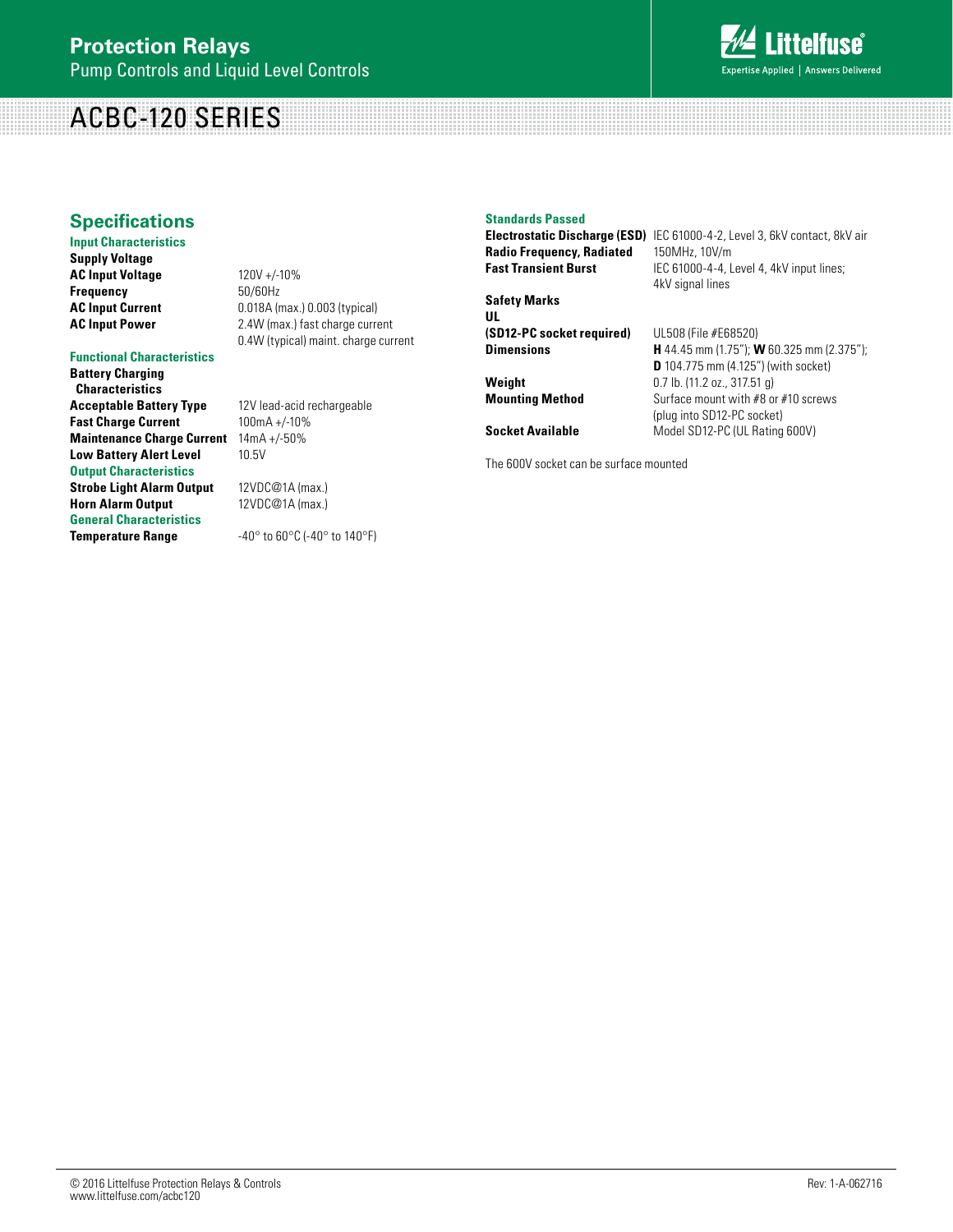## ACBC-120 SERIES

## Specifications

### Input Characteristics

| | |
|---|---|
| **Supply Voltage** | |
| **AC Input Voltage** | 120V +/-10% |
| **Frequency** | 50/60Hz |
| **AC Input Current** | 0.018A (max.) 0.003 (typical) |
| **AC Input Power** | 2.4W (max.) fast charge current<br>0.4W (typical) maint. charge current |

### Functional Characteristics

| | |
|---|---|
| **Battery Charging Characteristics** | |
| **Acceptable Battery Type** | 12V lead-acid rechargeable |
| **Fast Charge Current** | 100mA +/-10% |
| **Maintenance Charge Current** | 14mA +/-50% |
| **Low Battery Alert Level** | 10.5V |

### Output Characteristics

| | |
|---|---|
| **Strobe Light Alarm Output** | 12VDC@1A (max.) |
| **Horn Alarm Output** | 12VDC@1A (max.) |

### General Characteristics

| | |
|---|---|
| **Temperature Range** | -40° to 60°C (-40° to 140°F) |

### Standards Passed

| | |
|---|---|
| **Electrostatic Discharge (ESD)** | IEC 61000-4-2, Level 3, 6kV contact, 8kV air |
| **Radio Frequency, Radiated** | 150MHz, 10V/m |
| **Fast Transient Burst** | IEC 61000-4-4, Level 4, 4kV input lines;<br>4kV signal lines |
| **Safety Marks** | |
| **UL** | |
| **(SD12-PC socket required)** | UL508 (File #E68520) |
| **Dimensions** | **H** 44.45 mm (1.75"); **W** 60.325 mm (2.375");<br>**D** 104.775 mm (4.125") (with socket) |
| **Weight** | 0.7 lb. (11.2 oz., 317.51 g) |
| **Mounting Method** | Surface mount with #8 or #10 screws<br>(plug into SD12-PC socket) |
| **Socket Available** | Model SD12-PC (UL Rating 600V) |

The 600V socket can be surface mounted

© 2016 Littelfuse Protection Relays & Controls
www.littelfuse.com/acbc120

Rev: 1-A-062716